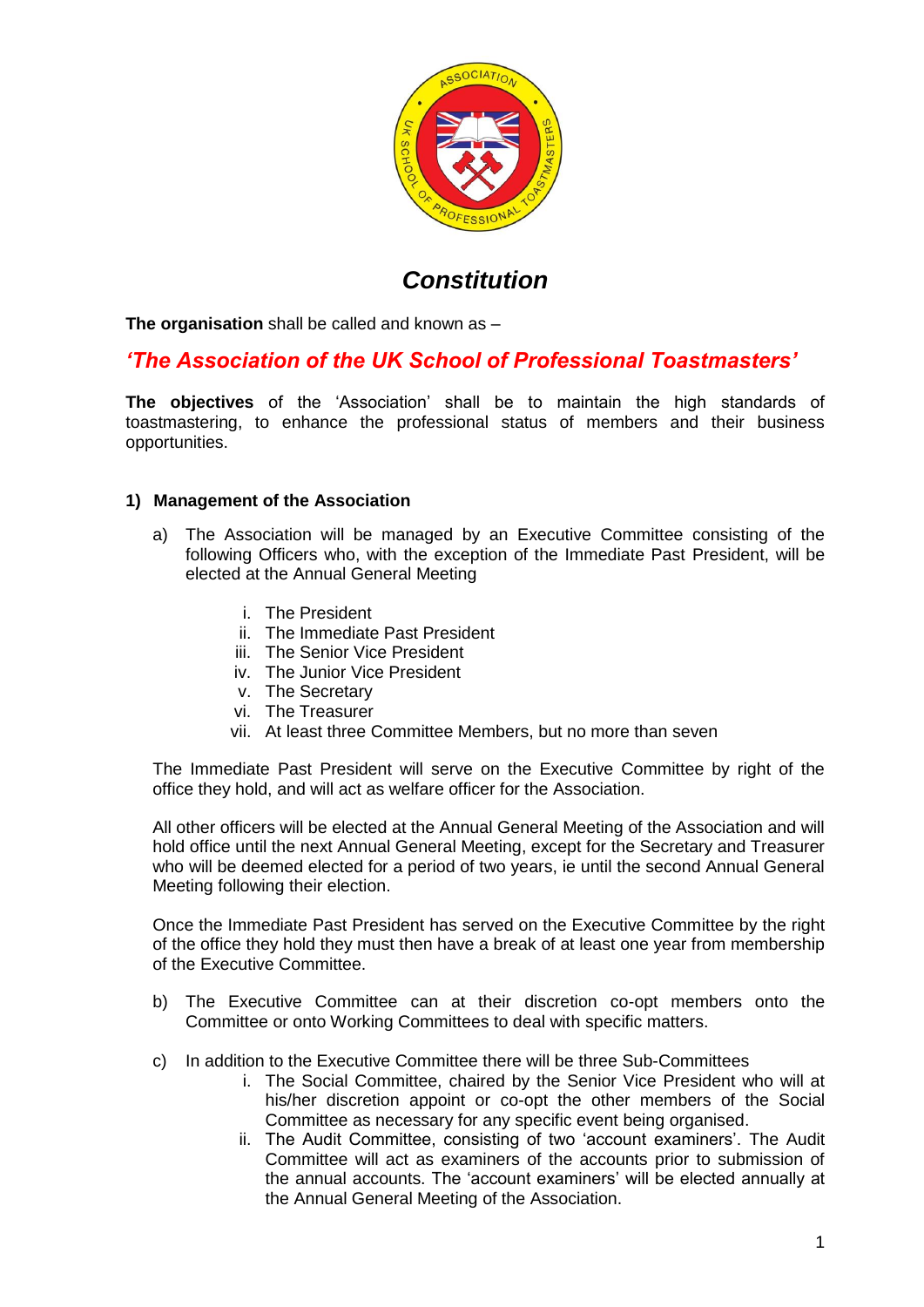# *Constitution*

**The organisation** shall be called and known as –

## *'The Association of the UK School of Professional Toastmasters'*

**The objectives** of the 'Association' shall be to maintain the high standards of toastmastering, to enhance the professional status of members and their business opportunities.

### 1) Management of the Association

a) The Association will be managed by an Executive Committee consisting of the following Officers who, with the exception of the Immediate Past President, will be elected at the Annual General Meeting

   i. The President
   ii. The Immediate Past President
   iii. The Senior Vice President
   iv. The Junior Vice President
   v. The Secretary
   vi. The Treasurer
   vii. At least three Committee Members, but no more than seven

The Immediate Past President will serve on the Executive Committee by right of the office they hold, and will act as welfare officer for the Association.

All other officers will be elected at the Annual General Meeting of the Association and will hold office until the next Annual General Meeting, except for the Secretary and Treasurer who will be deemed elected for a period of two years, ie until the second Annual General Meeting following their election.

Once the Immediate Past President has served on the Executive Committee by the right of the office they hold they must then have a break of at least one year from membership of the Executive Committee.

b) The Executive Committee can at their discretion co-opt members onto the Committee or onto Working Committees to deal with specific matters.

c) In addition to the Executive Committee there will be three Sub-Committees
   i. The Social Committee, chaired by the Senior Vice President who will at his/her discretion appoint or co-opt the other members of the Social Committee as necessary for any specific event being organised.
   ii. The Audit Committee, consisting of two 'account examiners'. The Audit Committee will act as examiners of the accounts prior to submission of the annual accounts. The 'account examiners' will be elected annually at the Annual General Meeting of the Association.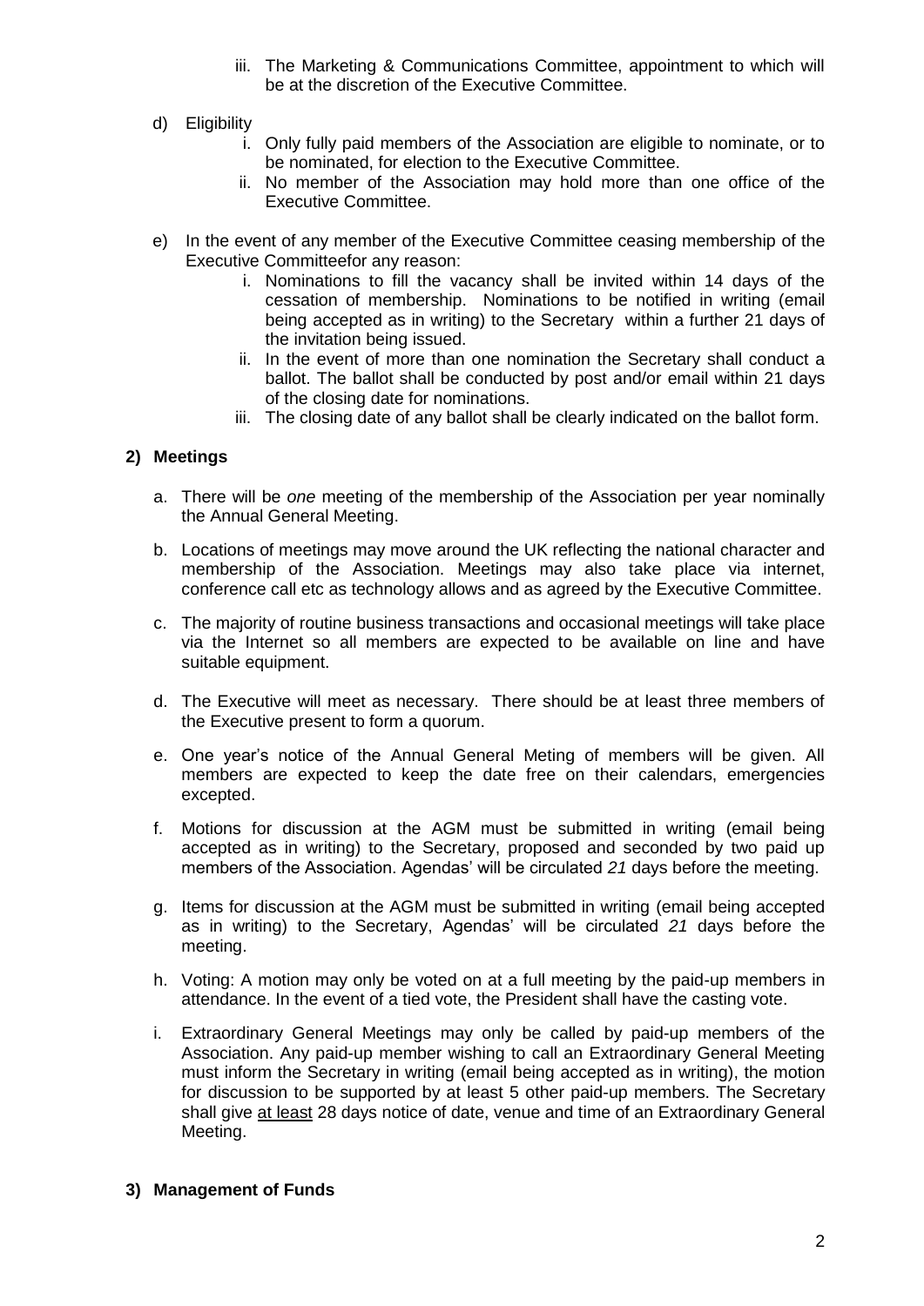iii. The Marketing & Communications Committee, appointment to which will be at the discretion of the Executive Committee.

d) Eligibility
   i. Only fully paid members of the Association are eligible to nominate, or to be nominated, for election to the Executive Committee.
   ii. No member of the Association may hold more than one office of the Executive Committee.

e) In the event of any member of the Executive Committee ceasing membership of the Executive Committeefor any reason:
   i. Nominations to fill the vacancy shall be invited within 14 days of the cessation of membership. Nominations to be notified in writing (email being accepted as in writing) to the Secretary within a further 21 days of the invitation being issued.
   ii. In the event of more than one nomination the Secretary shall conduct a ballot. The ballot shall be conducted by post and/or email within 21 days of the closing date for nominations.
   iii. The closing date of any ballot shall be clearly indicated on the ballot form.

## 2) Meetings

a. There will be *one* meeting of the membership of the Association per year nominally the Annual General Meeting.

b. Locations of meetings may move around the UK reflecting the national character and membership of the Association. Meetings may also take place via internet, conference call etc as technology allows and as agreed by the Executive Committee.

c. The majority of routine business transactions and occasional meetings will take place via the Internet so all members are expected to be available on line and have suitable equipment.

d. The Executive will meet as necessary. There should be at least three members of the Executive present to form a quorum.

e. One year's notice of the Annual General Meting of members will be given. All members are expected to keep the date free on their calendars, emergencies excepted.

f. Motions for discussion at the AGM must be submitted in writing (email being accepted as in writing) to the Secretary, proposed and seconded by two paid up members of the Association. Agendas' will be circulated *21* days before the meeting.

g. Items for discussion at the AGM must be submitted in writing (email being accepted as in writing) to the Secretary, Agendas' will be circulated *21* days before the meeting.

h. Voting: A motion may only be voted on at a full meeting by the paid-up members in attendance. In the event of a tied vote, the President shall have the casting vote.

i. Extraordinary General Meetings may only be called by paid-up members of the Association. Any paid-up member wishing to call an Extraordinary General Meeting must inform the Secretary in writing (email being accepted as in writing), the motion for discussion to be supported by at least 5 other paid-up members. The Secretary shall give <u>at least</u> 28 days notice of date, venue and time of an Extraordinary General Meeting.

## 3) Management of Funds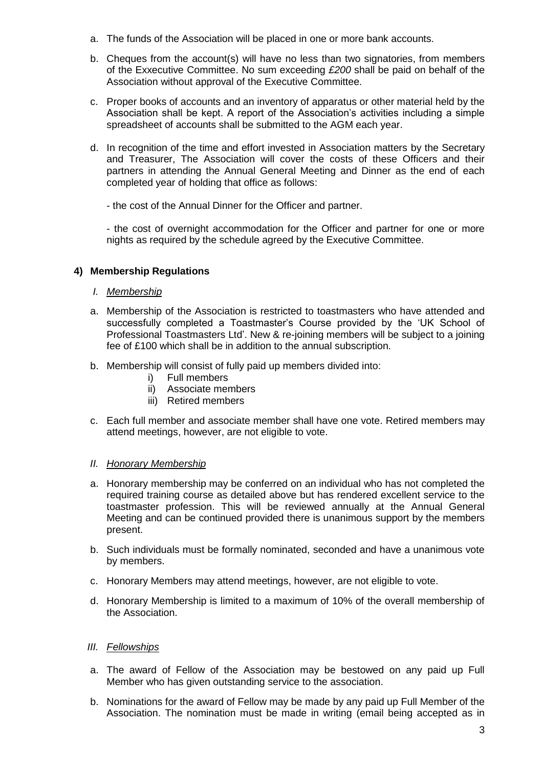a. The funds of the Association will be placed in one or more bank accounts.

b. Cheques from the account(s) will have no less than two signatories, from members of the Exxecutive Committee. No sum exceeding *£200* shall be paid on behalf of the Association without approval of the Executive Committee.

c. Proper books of accounts and an inventory of apparatus or other material held by the Association shall be kept. A report of the Association's activities including a simple spreadsheet of accounts shall be submitted to the AGM each year.

d. In recognition of the time and effort invested in Association matters by the Secretary and Treasurer, The Association will cover the costs of these Officers and their partners in attending the Annual General Meeting and Dinner as the end of each completed year of holding that office as follows:

   - the cost of the Annual Dinner for the Officer and partner.

   - the cost of overnight accommodation for the Officer and partner for one or more nights as required by the schedule agreed by the Executive Committee.

## 4) Membership Regulations

### I. *Membership*

a. Membership of the Association is restricted to toastmasters who have attended and successfully completed a Toastmaster's Course provided by the 'UK School of Professional Toastmasters Ltd'. New & re-joining members will be subject to a joining fee of £100 which shall be in addition to the annual subscription.

b. Membership will consist of fully paid up members divided into:
   i) Full members
   ii) Associate members
   iii) Retired members

c. Each full member and associate member shall have one vote. Retired members may attend meetings, however, are not eligible to vote.

### II. *Honorary Membership*

a. Honorary membership may be conferred on an individual who has not completed the required training course as detailed above but has rendered excellent service to the toastmaster profession. This will be reviewed annually at the Annual General Meeting and can be continued provided there is unanimous support by the members present.

b. Such individuals must be formally nominated, seconded and have a unanimous vote by members.

c. Honorary Members may attend meetings, however, are not eligible to vote.

d. Honorary Membership is limited to a maximum of 10% of the overall membership of the Association.

### III. *Fellowships*

a. The award of Fellow of the Association may be bestowed on any paid up Full Member who has given outstanding service to the association.

b. Nominations for the award of Fellow may be made by any paid up Full Member of the Association. The nomination must be made in writing (email being accepted as in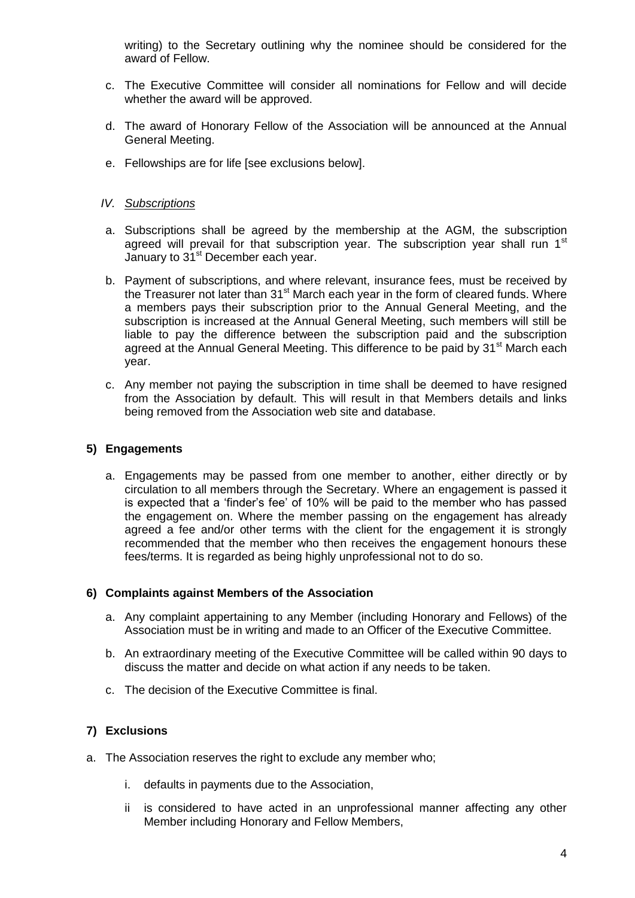writing) to the Secretary outlining why the nominee should be considered for the award of Fellow.

c. The Executive Committee will consider all nominations for Fellow and will decide whether the award will be approved.

d. The award of Honorary Fellow of the Association will be announced at the Annual General Meeting.

e. Fellowships are for life [see exclusions below].

*IV. Subscriptions*

a. Subscriptions shall be agreed by the membership at the AGM, the subscription agreed will prevail for that subscription year. The subscription year shall run 1st January to 31st December each year.

b. Payment of subscriptions, and where relevant, insurance fees, must be received by the Treasurer not later than 31st March each year in the form of cleared funds. Where a members pays their subscription prior to the Annual General Meeting, and the subscription is increased at the Annual General Meeting, such members will still be liable to pay the difference between the subscription paid and the subscription agreed at the Annual General Meeting. This difference to be paid by 31st March each year.

c. Any member not paying the subscription in time shall be deemed to have resigned from the Association by default. This will result in that Members details and links being removed from the Association web site and database.

## 5) Engagements

a. Engagements may be passed from one member to another, either directly or by circulation to all members through the Secretary. Where an engagement is passed it is expected that a 'finder's fee' of 10% will be paid to the member who has passed the engagement on. Where the member passing on the engagement has already agreed a fee and/or other terms with the client for the engagement it is strongly recommended that the member who then receives the engagement honours these fees/terms. It is regarded as being highly unprofessional not to do so.

## 6) Complaints against Members of the Association

a. Any complaint appertaining to any Member (including Honorary and Fellows) of the Association must be in writing and made to an Officer of the Executive Committee.

b. An extraordinary meeting of the Executive Committee will be called within 90 days to discuss the matter and decide on what action if any needs to be taken.

c. The decision of the Executive Committee is final.

## 7) Exclusions

a. The Association reserves the right to exclude any member who;

   i. defaults in payments due to the Association,

   ii is considered to have acted in an unprofessional manner affecting any other Member including Honorary and Fellow Members,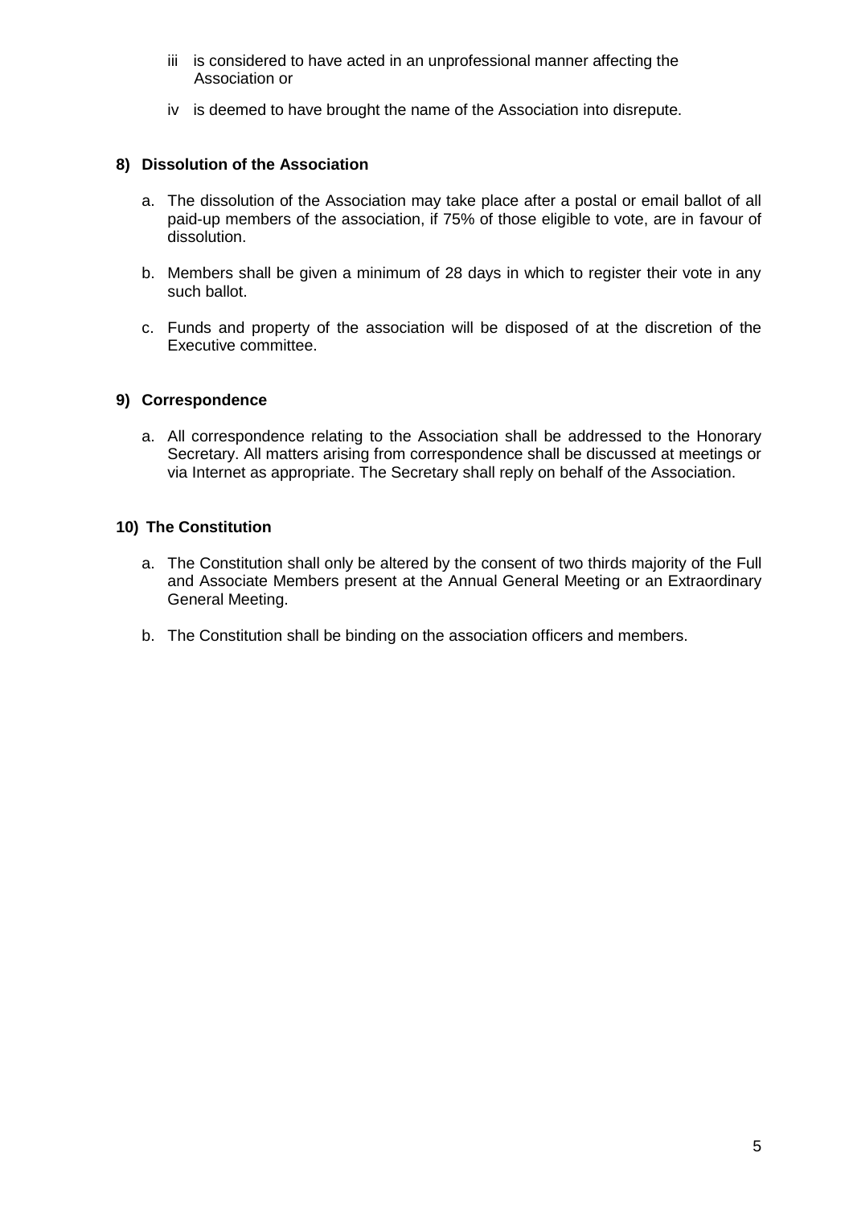iii is considered to have acted in an unprofessional manner affecting the Association or

iv is deemed to have brought the name of the Association into disrepute.

**8) Dissolution of the Association**

a. The dissolution of the Association may take place after a postal or email ballot of all paid-up members of the association, if 75% of those eligible to vote, are in favour of dissolution.

b. Members shall be given a minimum of 28 days in which to register their vote in any such ballot.

c. Funds and property of the association will be disposed of at the discretion of the Executive committee.

**9) Correspondence**

a. All correspondence relating to the Association shall be addressed to the Honorary Secretary. All matters arising from correspondence shall be discussed at meetings or via Internet as appropriate. The Secretary shall reply on behalf of the Association.

**10) The Constitution**

a. The Constitution shall only be altered by the consent of two thirds majority of the Full and Associate Members present at the Annual General Meeting or an Extraordinary General Meeting.

b. The Constitution shall be binding on the association officers and members.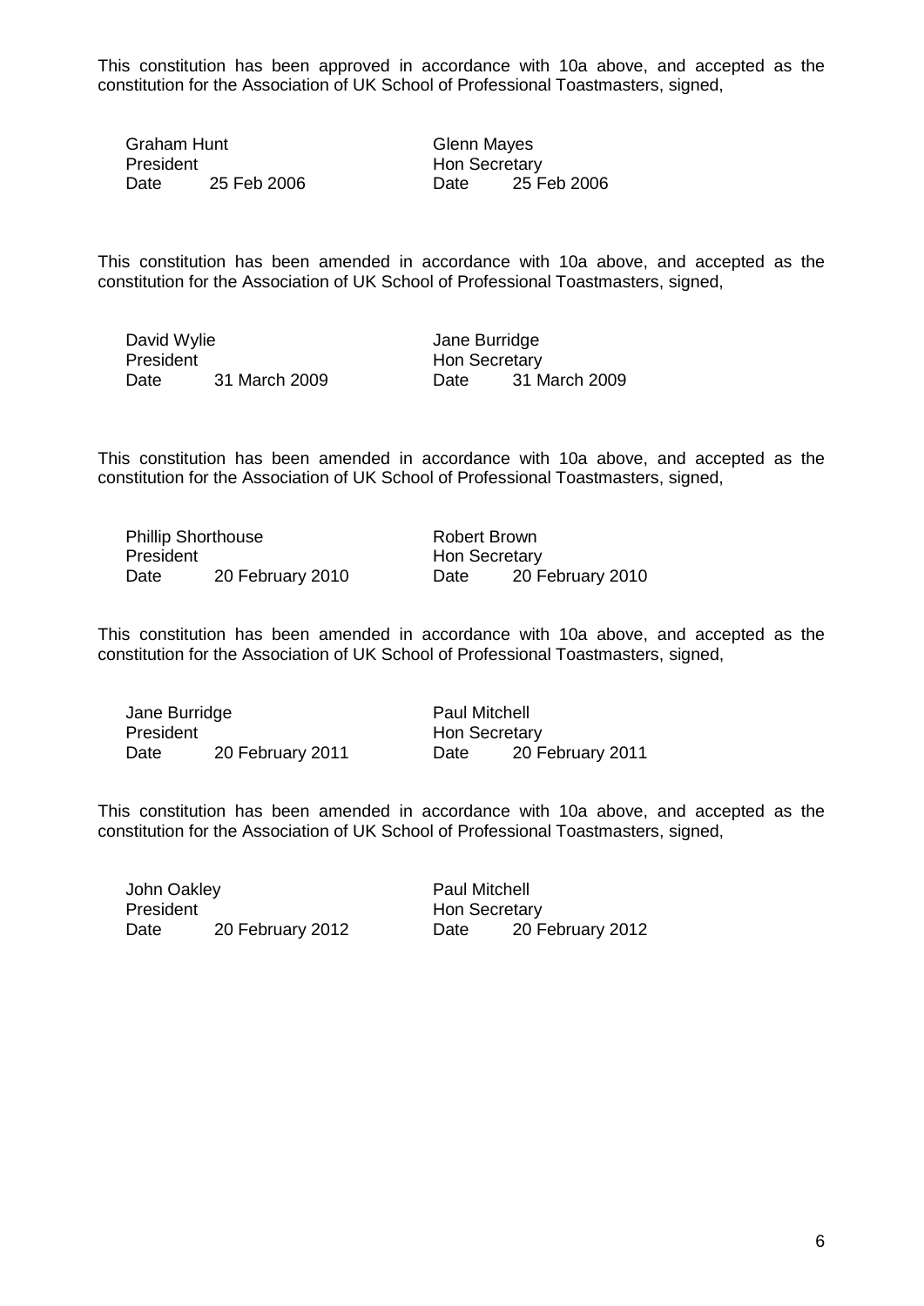This constitution has been approved in accordance with 10a above, and accepted as the constitution for the Association of UK School of Professional Toastmasters, signed,

| | |
|---|---|
| Graham Hunt | Glenn Mayes |
| President | Hon Secretary |
| Date 25 Feb 2006 | Date 25 Feb 2006 |

This constitution has been amended in accordance with 10a above, and accepted as the constitution for the Association of UK School of Professional Toastmasters, signed,

| | |
|---|---|
| David Wylie | Jane Burridge |
| President | Hon Secretary |
| Date 31 March 2009 | Date 31 March 2009 |

This constitution has been amended in accordance with 10a above, and accepted as the constitution for the Association of UK School of Professional Toastmasters, signed,

| | |
|---|---|
| Phillip Shorthouse | Robert Brown |
| President | Hon Secretary |
| Date 20 February 2010 | Date 20 February 2010 |

This constitution has been amended in accordance with 10a above, and accepted as the constitution for the Association of UK School of Professional Toastmasters, signed,

| | |
|---|---|
| Jane Burridge | Paul Mitchell |
| President | Hon Secretary |
| Date 20 February 2011 | Date 20 February 2011 |

This constitution has been amended in accordance with 10a above, and accepted as the constitution for the Association of UK School of Professional Toastmasters, signed,

| | |
|---|---|
| John Oakley | Paul Mitchell |
| President | Hon Secretary |
| Date 20 February 2012 | Date 20 February 2012 |